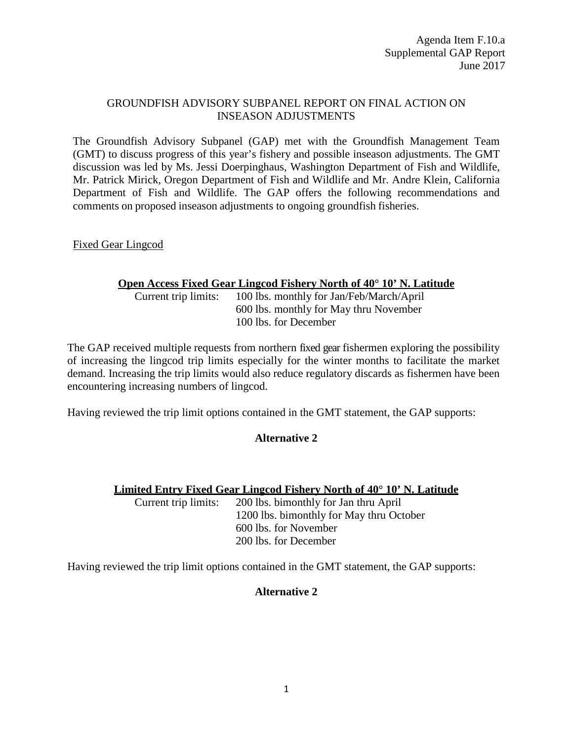Agenda Item F.10.a
Supplemental GAP Report
June 2017

# GROUNDFISH ADVISORY SUBPANEL REPORT ON FINAL ACTION ON INSEASON ADJUSTMENTS

The Groundfish Advisory Subpanel (GAP) met with the Groundfish Management Team (GMT) to discuss progress of this year's fishery and possible inseason adjustments. The GMT discussion was led by Ms. Jessi Doerpinghaus, Washington Department of Fish and Wildlife, Mr. Patrick Mirick, Oregon Department of Fish and Wildlife and Mr. Andre Klein, California Department of Fish and Wildlife. The GAP offers the following recommendations and comments on proposed inseason adjustments to ongoing groundfish fisheries.

## Fixed Gear Lingcod

### Open Access Fixed Gear Lingcod Fishery North of 40° 10' N. Latitude

Current trip limits:
- 100 lbs. monthly for Jan/Feb/March/April
- 600 lbs. monthly for May thru November
- 100 lbs. for December

The GAP received multiple requests from northern fixed gear fishermen exploring the possibility of increasing the lingcod trip limits especially for the winter months to facilitate the market demand. Increasing the trip limits would also reduce regulatory discards as fishermen have been encountering increasing numbers of lingcod.

Having reviewed the trip limit options contained in the GMT statement, the GAP supports:

**Alternative 2**

### Limited Entry Fixed Gear Lingcod Fishery North of 40° 10' N. Latitude

Current trip limits:
- 200 lbs. bimonthly for Jan thru April
- 1200 lbs. bimonthly for May thru October
- 600 lbs. for November
- 200 lbs. for December

Having reviewed the trip limit options contained in the GMT statement, the GAP supports:

**Alternative 2**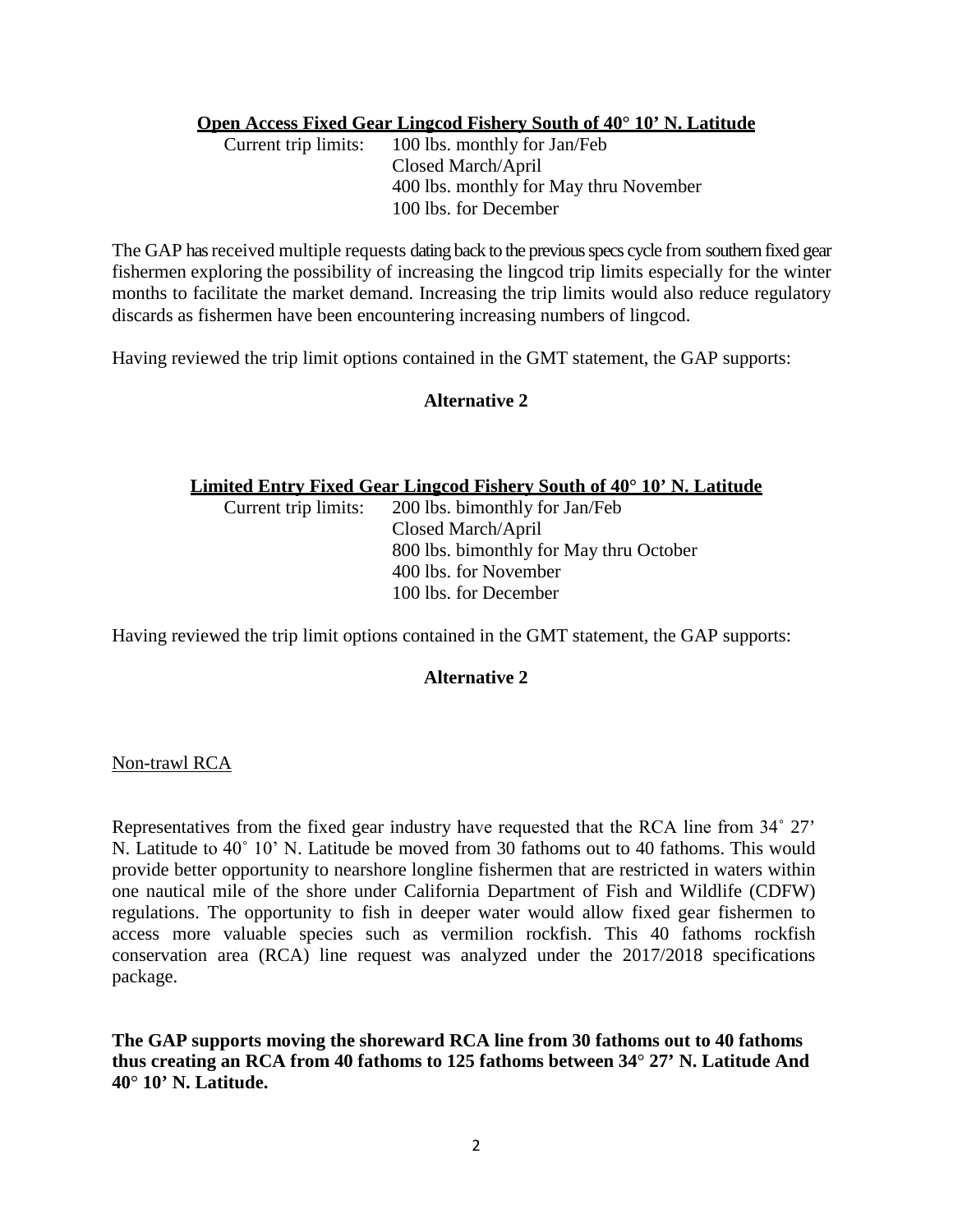**Open Access Fixed Gear Lingcod Fishery South of 40° 10' N. Latitude**

Current trip limits: 100 lbs. monthly for Jan/Feb
Closed March/April
400 lbs. monthly for May thru November
100 lbs. for December

The GAP has received multiple requests dating back to the previous specs cycle from southern fixed gear fishermen exploring the possibility of increasing the lingcod trip limits especially for the winter months to facilitate the market demand. Increasing the trip limits would also reduce regulatory discards as fishermen have been encountering increasing numbers of lingcod.

Having reviewed the trip limit options contained in the GMT statement, the GAP supports:

**Alternative 2**

**Limited Entry Fixed Gear Lingcod Fishery South of 40° 10' N. Latitude**

Current trip limits: 200 lbs. bimonthly for Jan/Feb
Closed March/April
800 lbs. bimonthly for May thru October
400 lbs. for November
100 lbs. for December

Having reviewed the trip limit options contained in the GMT statement, the GAP supports:

**Alternative 2**

Non-trawl RCA

Representatives from the fixed gear industry have requested that the RCA line from 34˚ 27' N. Latitude to 40˚ 10' N. Latitude be moved from 30 fathoms out to 40 fathoms. This would provide better opportunity to nearshore longline fishermen that are restricted in waters within one nautical mile of the shore under California Department of Fish and Wildlife (CDFW) regulations. The opportunity to fish in deeper water would allow fixed gear fishermen to access more valuable species such as vermilion rockfish. This 40 fathoms rockfish conservation area (RCA) line request was analyzed under the 2017/2018 specifications package.

**The GAP supports moving the shoreward RCA line from 30 fathoms out to 40 fathoms thus creating an RCA from 40 fathoms to 125 fathoms between 34° 27' N. Latitude And 40° 10' N. Latitude.**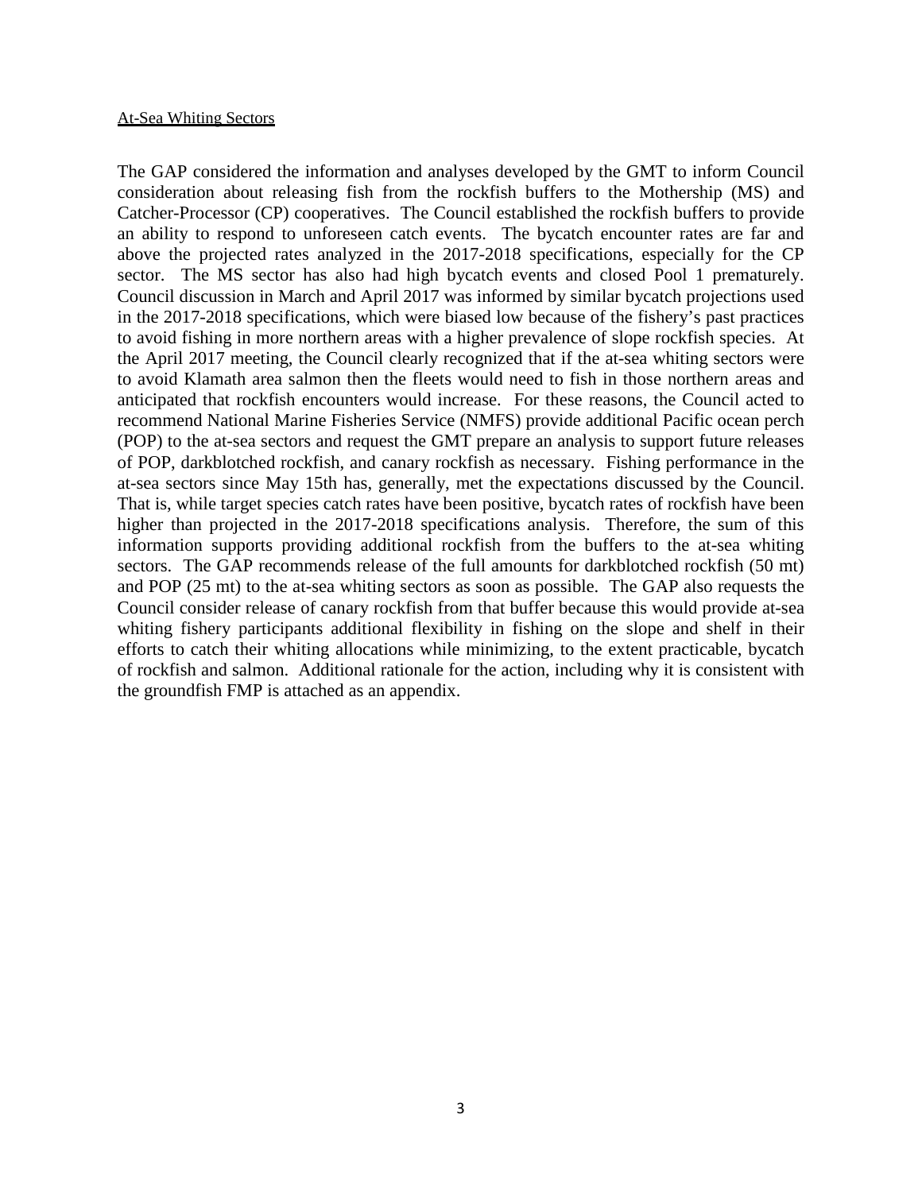At-Sea Whiting Sectors

The GAP considered the information and analyses developed by the GMT to inform Council consideration about releasing fish from the rockfish buffers to the Mothership (MS) and Catcher-Processor (CP) cooperatives. The Council established the rockfish buffers to provide an ability to respond to unforeseen catch events. The bycatch encounter rates are far and above the projected rates analyzed in the 2017-2018 specifications, especially for the CP sector. The MS sector has also had high bycatch events and closed Pool 1 prematurely. Council discussion in March and April 2017 was informed by similar bycatch projections used in the 2017-2018 specifications, which were biased low because of the fishery's past practices to avoid fishing in more northern areas with a higher prevalence of slope rockfish species. At the April 2017 meeting, the Council clearly recognized that if the at-sea whiting sectors were to avoid Klamath area salmon then the fleets would need to fish in those northern areas and anticipated that rockfish encounters would increase. For these reasons, the Council acted to recommend National Marine Fisheries Service (NMFS) provide additional Pacific ocean perch (POP) to the at-sea sectors and request the GMT prepare an analysis to support future releases of POP, darkblotched rockfish, and canary rockfish as necessary. Fishing performance in the at-sea sectors since May 15th has, generally, met the expectations discussed by the Council. That is, while target species catch rates have been positive, bycatch rates of rockfish have been higher than projected in the 2017-2018 specifications analysis. Therefore, the sum of this information supports providing additional rockfish from the buffers to the at-sea whiting sectors. The GAP recommends release of the full amounts for darkblotched rockfish (50 mt) and POP (25 mt) to the at-sea whiting sectors as soon as possible. The GAP also requests the Council consider release of canary rockfish from that buffer because this would provide at-sea whiting fishery participants additional flexibility in fishing on the slope and shelf in their efforts to catch their whiting allocations while minimizing, to the extent practicable, bycatch of rockfish and salmon. Additional rationale for the action, including why it is consistent with the groundfish FMP is attached as an appendix.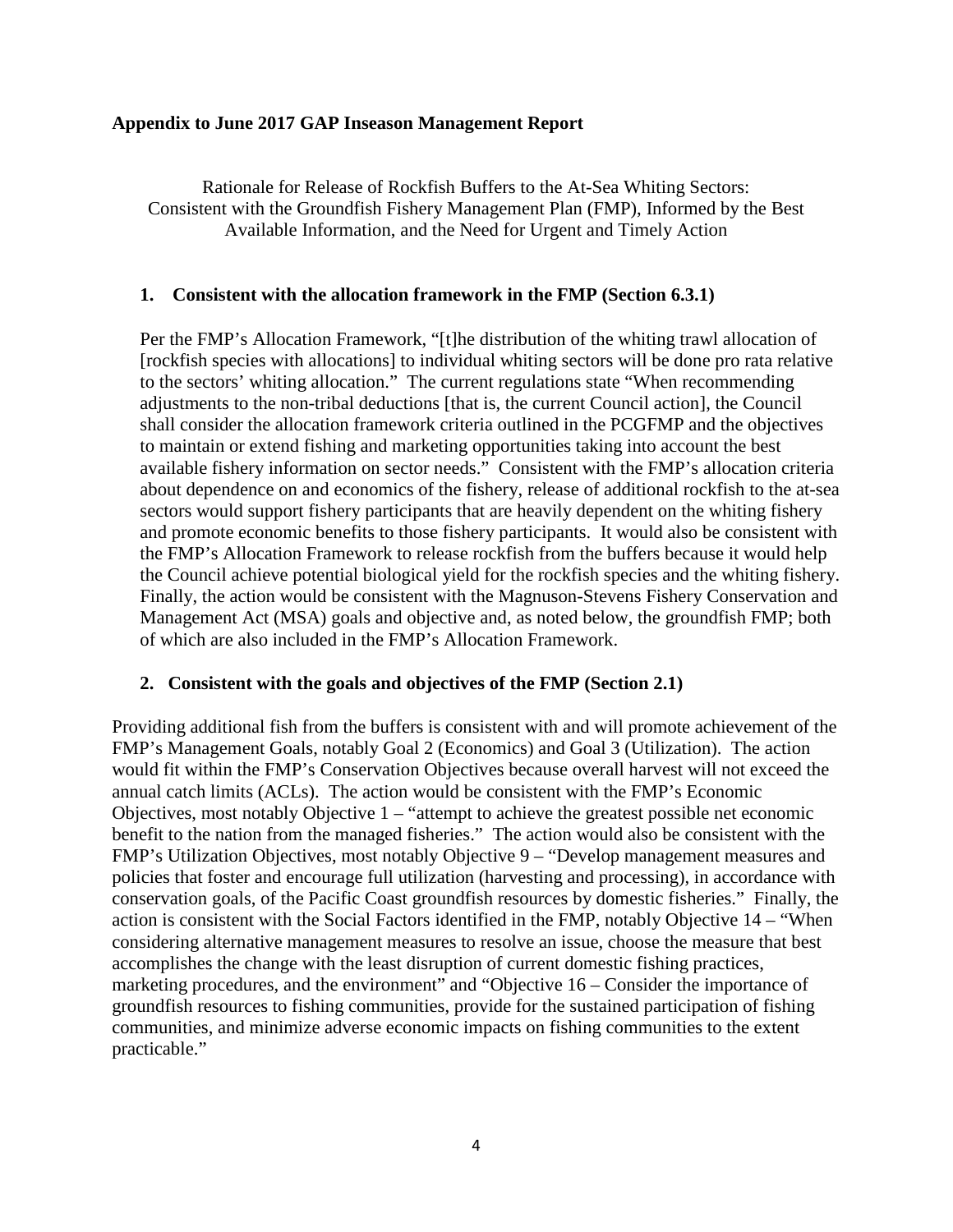**Appendix to June 2017 GAP Inseason Management Report**

Rationale for Release of Rockfish Buffers to the At-Sea Whiting Sectors: Consistent with the Groundfish Fishery Management Plan (FMP), Informed by the Best Available Information, and the Need for Urgent and Timely Action

**1. Consistent with the allocation framework in the FMP (Section 6.3.1)**

Per the FMP's Allocation Framework, "[t]he distribution of the whiting trawl allocation of [rockfish species with allocations] to individual whiting sectors will be done pro rata relative to the sectors' whiting allocation." The current regulations state "When recommending adjustments to the non-tribal deductions [that is, the current Council action], the Council shall consider the allocation framework criteria outlined in the PCGFMP and the objectives to maintain or extend fishing and marketing opportunities taking into account the best available fishery information on sector needs." Consistent with the FMP's allocation criteria about dependence on and economics of the fishery, release of additional rockfish to the at-sea sectors would support fishery participants that are heavily dependent on the whiting fishery and promote economic benefits to those fishery participants. It would also be consistent with the FMP's Allocation Framework to release rockfish from the buffers because it would help the Council achieve potential biological yield for the rockfish species and the whiting fishery. Finally, the action would be consistent with the Magnuson-Stevens Fishery Conservation and Management Act (MSA) goals and objective and, as noted below, the groundfish FMP; both of which are also included in the FMP's Allocation Framework.

**2. Consistent with the goals and objectives of the FMP (Section 2.1)**

Providing additional fish from the buffers is consistent with and will promote achievement of the FMP's Management Goals, notably Goal 2 (Economics) and Goal 3 (Utilization). The action would fit within the FMP's Conservation Objectives because overall harvest will not exceed the annual catch limits (ACLs). The action would be consistent with the FMP's Economic Objectives, most notably Objective 1 – "attempt to achieve the greatest possible net economic benefit to the nation from the managed fisheries." The action would also be consistent with the FMP's Utilization Objectives, most notably Objective 9 – "Develop management measures and policies that foster and encourage full utilization (harvesting and processing), in accordance with conservation goals, of the Pacific Coast groundfish resources by domestic fisheries." Finally, the action is consistent with the Social Factors identified in the FMP, notably Objective 14 – "When considering alternative management measures to resolve an issue, choose the measure that best accomplishes the change with the least disruption of current domestic fishing practices, marketing procedures, and the environment" and "Objective 16 – Consider the importance of groundfish resources to fishing communities, provide for the sustained participation of fishing communities, and minimize adverse economic impacts on fishing communities to the extent practicable."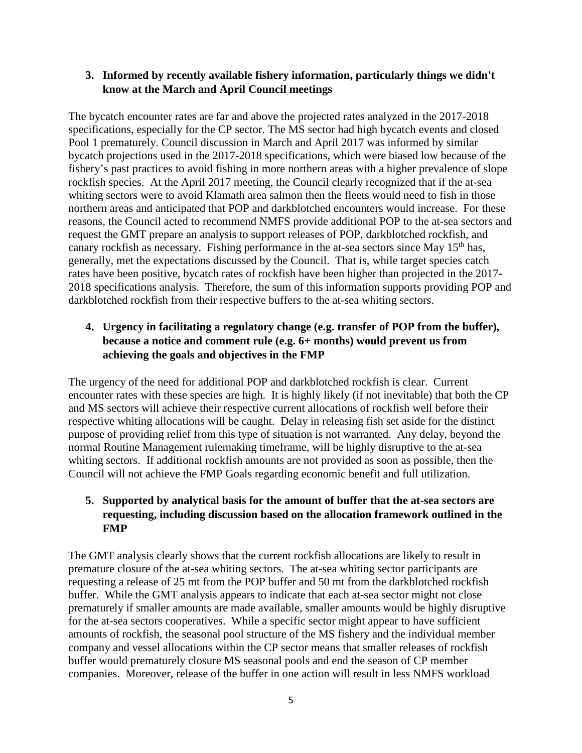3. **Informed by recently available fishery information, particularly things we didn't know at the March and April Council meetings**

The bycatch encounter rates are far and above the projected rates analyzed in the 2017-2018 specifications, especially for the CP sector. The MS sector had high bycatch events and closed Pool 1 prematurely. Council discussion in March and April 2017 was informed by similar bycatch projections used in the 2017-2018 specifications, which were biased low because of the fishery's past practices to avoid fishing in more northern areas with a higher prevalence of slope rockfish species. At the April 2017 meeting, the Council clearly recognized that if the at-sea whiting sectors were to avoid Klamath area salmon then the fleets would need to fish in those northern areas and anticipated that POP and darkblotched encounters would increase. For these reasons, the Council acted to recommend NMFS provide additional POP to the at-sea sectors and request the GMT prepare an analysis to support releases of POP, darkblotched rockfish, and canary rockfish as necessary. Fishing performance in the at-sea sectors since May 15th has, generally, met the expectations discussed by the Council. That is, while target species catch rates have been positive, bycatch rates of rockfish have been higher than projected in the 2017-2018 specifications analysis. Therefore, the sum of this information supports providing POP and darkblotched rockfish from their respective buffers to the at-sea whiting sectors.

4. **Urgency in facilitating a regulatory change (e.g. transfer of POP from the buffer), because a notice and comment rule (e.g. 6+ months) would prevent us from achieving the goals and objectives in the FMP**

The urgency of the need for additional POP and darkblotched rockfish is clear. Current encounter rates with these species are high. It is highly likely (if not inevitable) that both the CP and MS sectors will achieve their respective current allocations of rockfish well before their respective whiting allocations will be caught. Delay in releasing fish set aside for the distinct purpose of providing relief from this type of situation is not warranted. Any delay, beyond the normal Routine Management rulemaking timeframe, will be highly disruptive to the at-sea whiting sectors. If additional rockfish amounts are not provided as soon as possible, then the Council will not achieve the FMP Goals regarding economic benefit and full utilization.

5. **Supported by analytical basis for the amount of buffer that the at-sea sectors are requesting, including discussion based on the allocation framework outlined in the FMP**

The GMT analysis clearly shows that the current rockfish allocations are likely to result in premature closure of the at-sea whiting sectors. The at-sea whiting sector participants are requesting a release of 25 mt from the POP buffer and 50 mt from the darkblotched rockfish buffer. While the GMT analysis appears to indicate that each at-sea sector might not close prematurely if smaller amounts are made available, smaller amounts would be highly disruptive for the at-sea sectors cooperatives. While a specific sector might appear to have sufficient amounts of rockfish, the seasonal pool structure of the MS fishery and the individual member company and vessel allocations within the CP sector means that smaller releases of rockfish buffer would prematurely closure MS seasonal pools and end the season of CP member companies. Moreover, release of the buffer in one action will result in less NMFS workload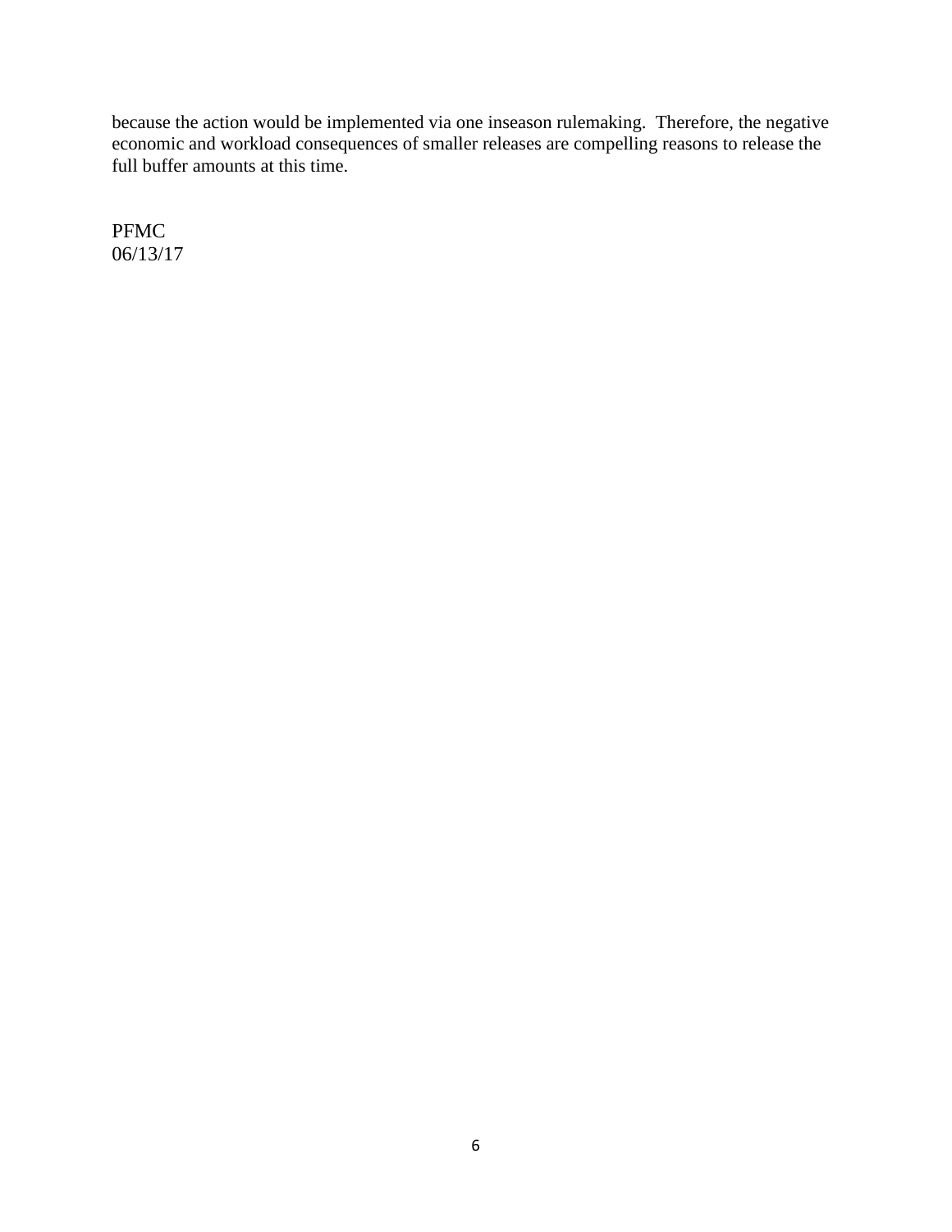because the action would be implemented via one inseason rulemaking. Therefore, the negative economic and workload consequences of smaller releases are compelling reasons to release the full buffer amounts at this time.

PFMC
06/13/17